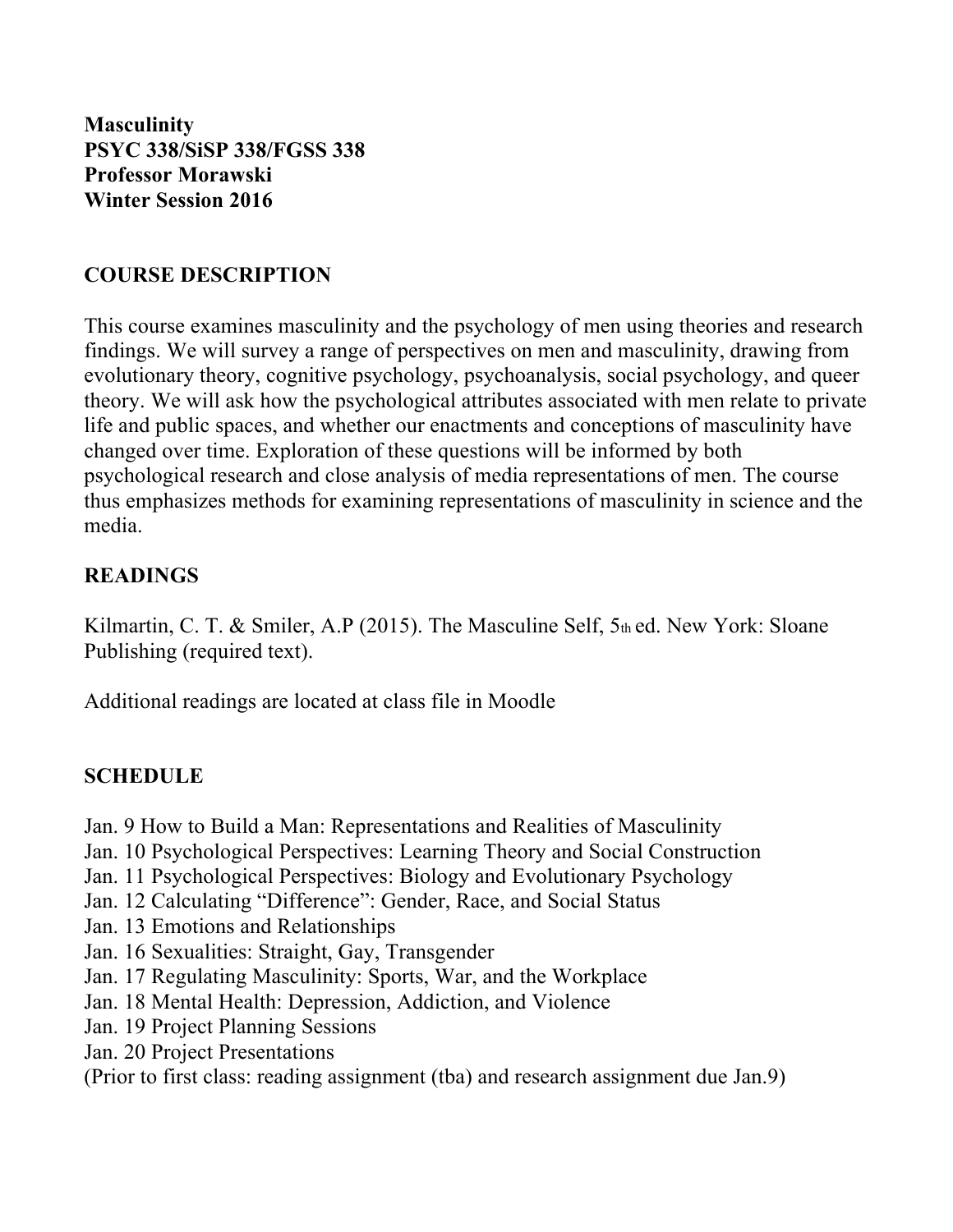**Masculinity**
**PSYC 338/SiSP 338/FGSS 338**
**Professor Morawski**
**Winter Session 2016**

## COURSE DESCRIPTION

This course examines masculinity and the psychology of men using theories and research findings. We will survey a range of perspectives on men and masculinity, drawing from evolutionary theory, cognitive psychology, psychoanalysis, social psychology, and queer theory. We will ask how the psychological attributes associated with men relate to private life and public spaces, and whether our enactments and conceptions of masculinity have changed over time. Exploration of these questions will be informed by both psychological research and close analysis of media representations of men. The course thus emphasizes methods for examining representations of masculinity in science and the media.

## READINGS

Kilmartin, C. T. & Smiler, A.P (2015). The Masculine Self, 5th ed. New York: Sloane Publishing (required text).

Additional readings are located at class file in Moodle

## SCHEDULE

Jan. 9 How to Build a Man: Representations and Realities of Masculinity
Jan. 10 Psychological Perspectives: Learning Theory and Social Construction
Jan. 11 Psychological Perspectives: Biology and Evolutionary Psychology
Jan. 12 Calculating "Difference": Gender, Race, and Social Status
Jan. 13 Emotions and Relationships
Jan. 16 Sexualities: Straight, Gay, Transgender
Jan. 17 Regulating Masculinity: Sports, War, and the Workplace
Jan. 18 Mental Health: Depression, Addiction, and Violence
Jan. 19 Project Planning Sessions
Jan. 20 Project Presentations
(Prior to first class: reading assignment (tba) and research assignment due Jan.9)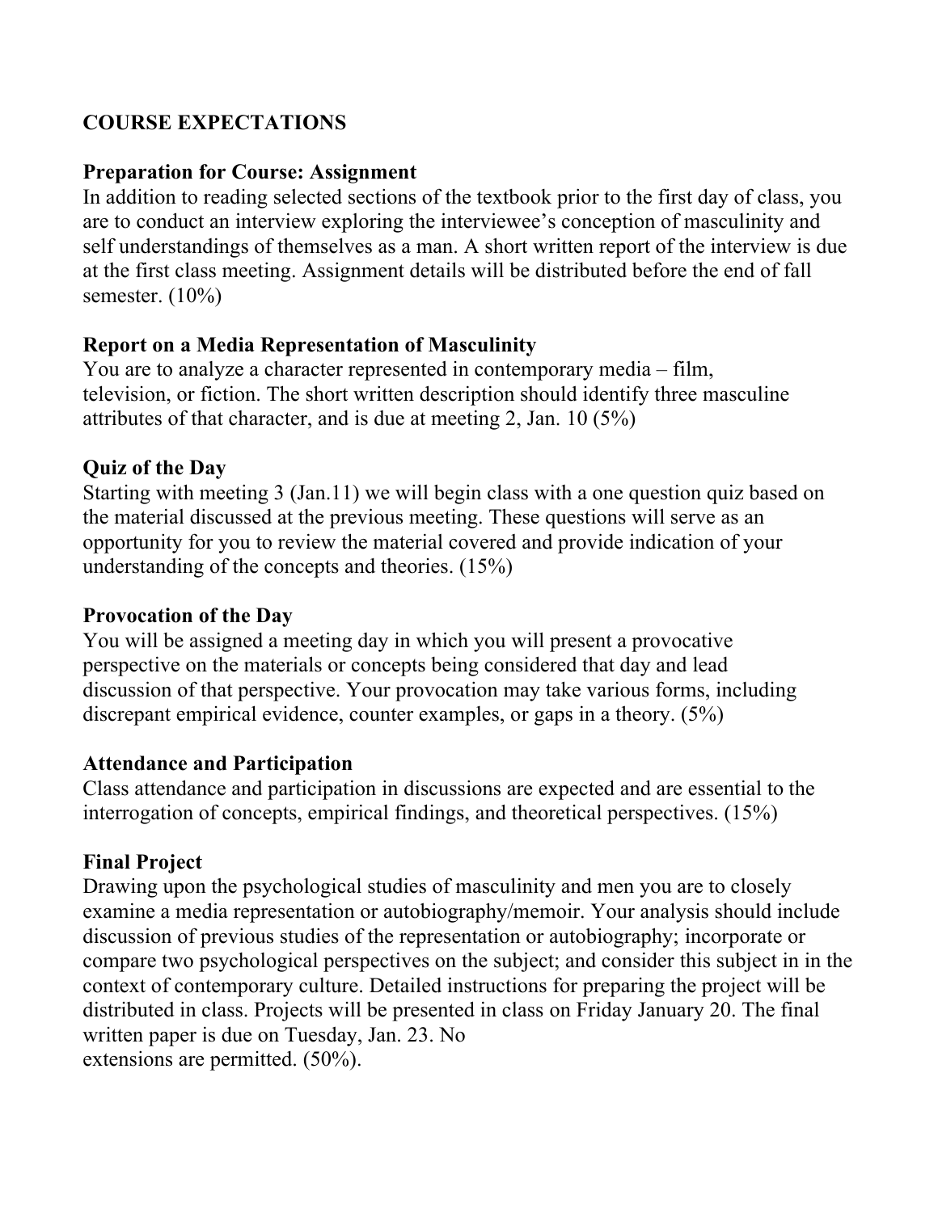**COURSE EXPECTATIONS**

**Preparation for Course: Assignment**
In addition to reading selected sections of the textbook prior to the first day of class, you are to conduct an interview exploring the interviewee's conception of masculinity and self understandings of themselves as a man. A short written report of the interview is due at the first class meeting. Assignment details will be distributed before the end of fall semester. (10%)

**Report on a Media Representation of Masculinity**
You are to analyze a character represented in contemporary media – film, television, or fiction. The short written description should identify three masculine attributes of that character, and is due at meeting 2, Jan. 10 (5%)

**Quiz of the Day**
Starting with meeting 3 (Jan.11) we will begin class with a one question quiz based on the material discussed at the previous meeting. These questions will serve as an opportunity for you to review the material covered and provide indication of your understanding of the concepts and theories. (15%)

**Provocation of the Day**
You will be assigned a meeting day in which you will present a provocative perspective on the materials or concepts being considered that day and lead discussion of that perspective. Your provocation may take various forms, including discrepant empirical evidence, counter examples, or gaps in a theory. (5%)

**Attendance and Participation**
Class attendance and participation in discussions are expected and are essential to the interrogation of concepts, empirical findings, and theoretical perspectives. (15%)

**Final Project**
Drawing upon the psychological studies of masculinity and men you are to closely examine a media representation or autobiography/memoir. Your analysis should include discussion of previous studies of the representation or autobiography; incorporate or compare two psychological perspectives on the subject; and consider this subject in in the context of contemporary culture. Detailed instructions for preparing the project will be distributed in class. Projects will be presented in class on Friday January 20. The final written paper is due on Tuesday, Jan. 23. No extensions are permitted. (50%).